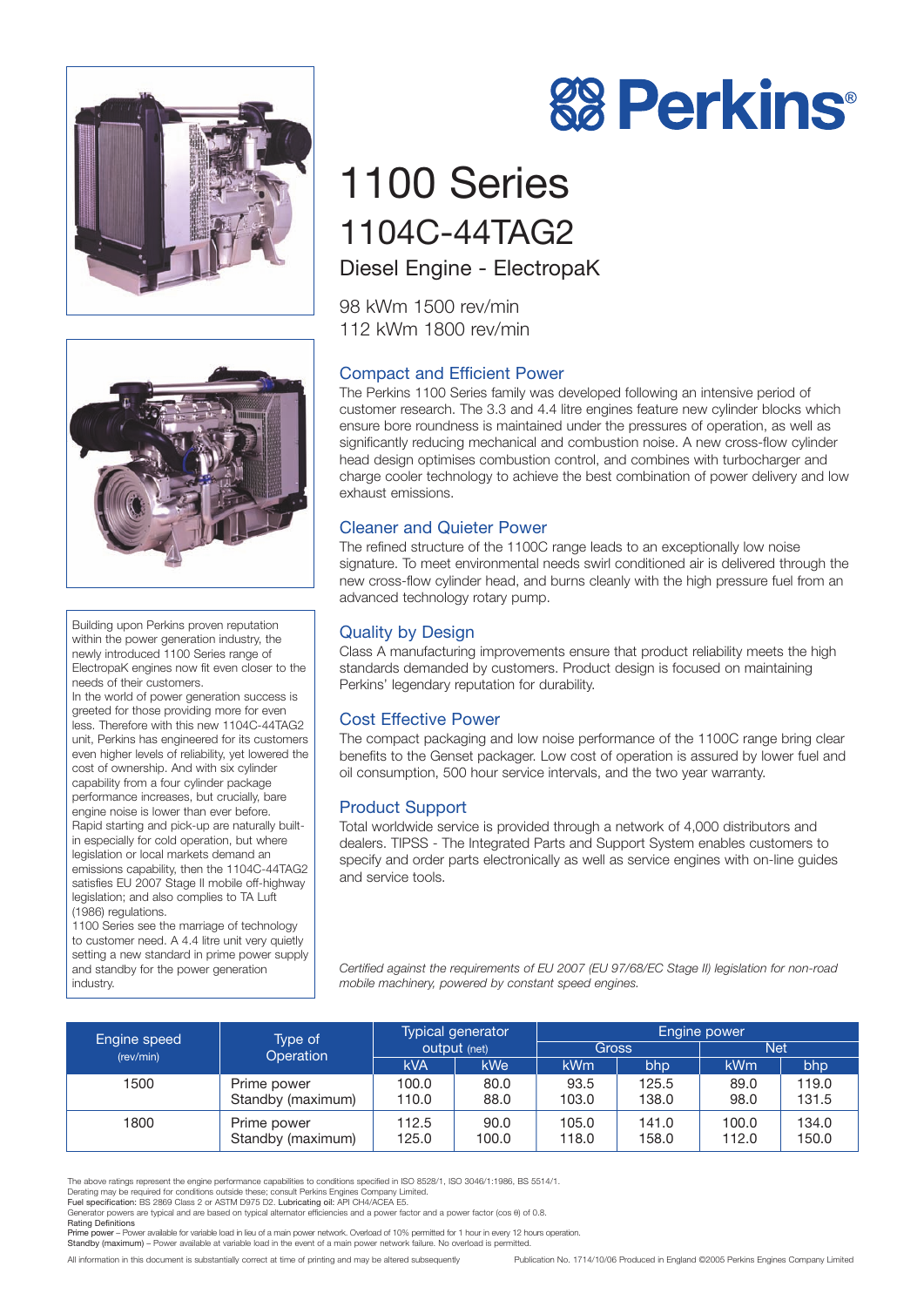# Perkins®

# 1100 Series

## 1104C-44TAG2

### Diesel Engine - ElectropaK

98 kWm 1500 rev/min
112 kWm 1800 rev/min

Building upon Perkins proven reputation within the power generation industry, the newly introduced 1100 Series range of ElectropaK engines now fit even closer to the needs of their customers.

In the world of power generation success is greeted for those providing more for even less. Therefore with this new 1104C-44TAG2 unit, Perkins has engineered for its customers even higher levels of reliability, yet lowered the cost of ownership. And with six cylinder capability from a four cylinder package performance increases, but crucially, bare engine noise is lower than ever before.

Rapid starting and pick-up are naturally built-in especially for cold operation, but where legislation or local markets demand an emissions capability, then the 1104C-44TAG2 satisfies EU 2007 Stage II mobile off-highway legislation; and also complies to TA Luft (1986) regulations.

1100 Series see the marriage of technology to customer need. A 4.4 litre unit very quietly setting a new standard in prime power supply and standby for the power generation industry.

### Compact and Efficient Power

The Perkins 1100 Series family was developed following an intensive period of customer research. The 3.3 and 4.4 litre engines feature new cylinder blocks which ensure bore roundness is maintained under the pressures of operation, as well as significantly reducing mechanical and combustion noise. A new cross-flow cylinder head design optimises combustion control, and combines with turbocharger and charge cooler technology to achieve the best combination of power delivery and low exhaust emissions.

### Cleaner and Quieter Power

The refined structure of the 1100C range leads to an exceptionally low noise signature. To meet environmental needs swirl conditioned air is delivered through the new cross-flow cylinder head, and burns cleanly with the high pressure fuel from an advanced technology rotary pump.

### Quality by Design

Class A manufacturing improvements ensure that product reliability meets the high standards demanded by customers. Product design is focused on maintaining Perkins' legendary reputation for durability.

### Cost Effective Power

The compact packaging and low noise performance of the 1100C range bring clear benefits to the Genset packager. Low cost of operation is assured by lower fuel and oil consumption, 500 hour service intervals, and the two year warranty.

### Product Support

Total worldwide service is provided through a network of 4,000 distributors and dealers. TIPSS - The Integrated Parts and Support System enables customers to specify and order parts electronically as well as service engines with on-line guides and service tools.

*Certified against the requirements of EU 2007 (EU 97/68/EC Stage II) legislation for non-road mobile machinery, powered by constant speed engines.*

| Engine speed (rev/min) | Type of Operation | Typical generator output (net) | | Engine power | | | |
|---|---|---|---|---|---|---|---|
| | | | | Gross | | Net | |
| | | kVA | kWe | kWm | bhp | kWm | bhp |
| 1500 | Prime power | 100.0 | 80.0 | 93.5 | 125.5 | 89.0 | 119.0 |
| | Standby (maximum) | 110.0 | 88.0 | 103.0 | 138.0 | 98.0 | 131.5 |
| 1800 | Prime power | 112.5 | 90.0 | 105.0 | 141.0 | 100.0 | 134.0 |
| | Standby (maximum) | 125.0 | 100.0 | 118.0 | 158.0 | 112.0 | 150.0 |

The above ratings represent the engine performance capabilities to conditions specified in ISO 8528/1, ISO 3046/1:1986, BS 5514/1.
Derating may be required for conditions outside these; consult Perkins Engines Company Limited.
**Fuel specification:** BS 2869 Class 2 or ASTM D975 D2. **Lubricating oil:** API CH4/ACEA E5.
Generator powers are typical and are based on typical alternator efficiencies and a power factor and a power factor (cos θ) of 0.8.
**Rating Definitions**
**Prime power** – Power available for variable load in lieu of a main power network. Overload of 10% permitted for 1 hour in every 12 hours operation.
**Standby (maximum)** – Power available at variable load in the event of a main power network failure. No overload is permitted.

All information in this document is substantially correct at time of printing and may be altered subsequently

Publication No. 1714/10/06 Produced in England ©2005 Perkins Engines Company Limited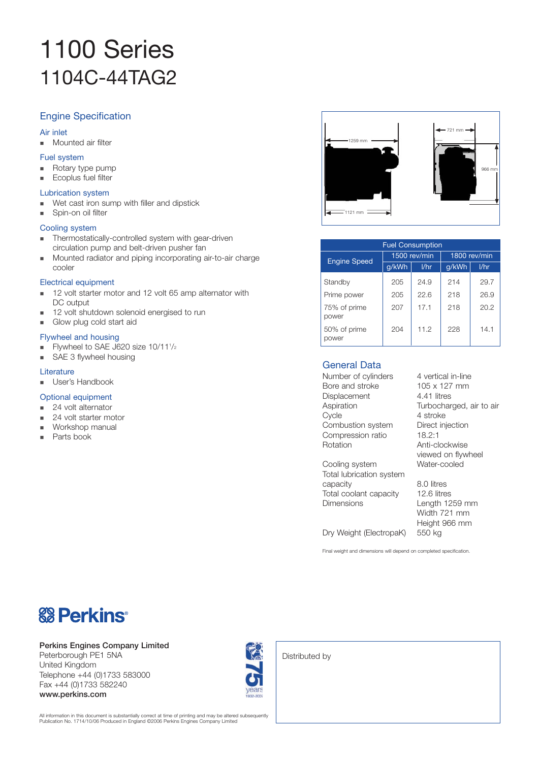# 1100 Series

## 1104C-44TAG2

## Engine Specification

### Air inlet

- Mounted air filter

### Fuel system

- Rotary type pump
- Ecoplus fuel filter

### Lubrication system

- Wet cast iron sump with filler and dipstick
- Spin-on oil filter

### Cooling system

- Thermostatically-controlled system with gear-driven circulation pump and belt-driven pusher fan
- Mounted radiator and piping incorporating air-to-air charge cooler

### Electrical equipment

- 12 volt starter motor and 12 volt 65 amp alternator with DC output
- 12 volt shutdown solenoid energised to run
- Glow plug cold start aid

### Flywheel and housing

- Flywheel to SAE J620 size 10/11½
- SAE 3 flywheel housing

### Literature

- User's Handbook

### Optional equipment

- 24 volt alternator
- 24 volt starter motor
- Workshop manual
- Parts book

1259 mm
1121 mm
721 mm
966 mm

| Fuel Consumption | | | | |
|---|---|---|---|---|
| Engine Speed | 1500 rev/min | | 1800 rev/min | |
| | g/kWh | l/hr | g/kWh | l/hr |
| Standby | 205 | 24.9 | 214 | 29.7 |
| Prime power | 205 | 22.6 | 218 | 26.9 |
| 75% of prime power | 207 | 17.1 | 218 | 20.2 |
| 50% of prime power | 204 | 11.2 | 228 | 14.1 |

## General Data

| | |
|---|---|
| Number of cylinders | 4 vertical in-line |
| Bore and stroke | 105 x 127 mm |
| Displacement | 4.41 litres |
| Aspiration | Turbocharged, air to air |
| Cycle | 4 stroke |
| Combustion system | Direct injection |
| Compression ratio | 18.2:1 |
| Rotation | Anti-clockwise viewed on flywheel |
| Cooling system | Water-cooled |
| Total lubrication system capacity | 8.0 litres |
| Total coolant capacity | 12.6 litres |
| Dimensions | Length 1259 mm<br>Width 721 mm<br>Height 966 mm |
| Dry Weight (ElectropaK) | 550 kg |

Final weight and dimensions will depend on completed specification.

**Perkins**

**Perkins Engines Company Limited**
Peterborough PE1 5NA
United Kingdom
Telephone +44 (0)1733 583000
Fax +44 (0)1733 582240
**www.perkins.com**

75 years 1932-2007

Distributed by

All information in this document is substantially correct at time of printing and may be altered subsequently
Publication No. 1714/10/06 Produced in England ©2006 Perkins Engines Company Limited